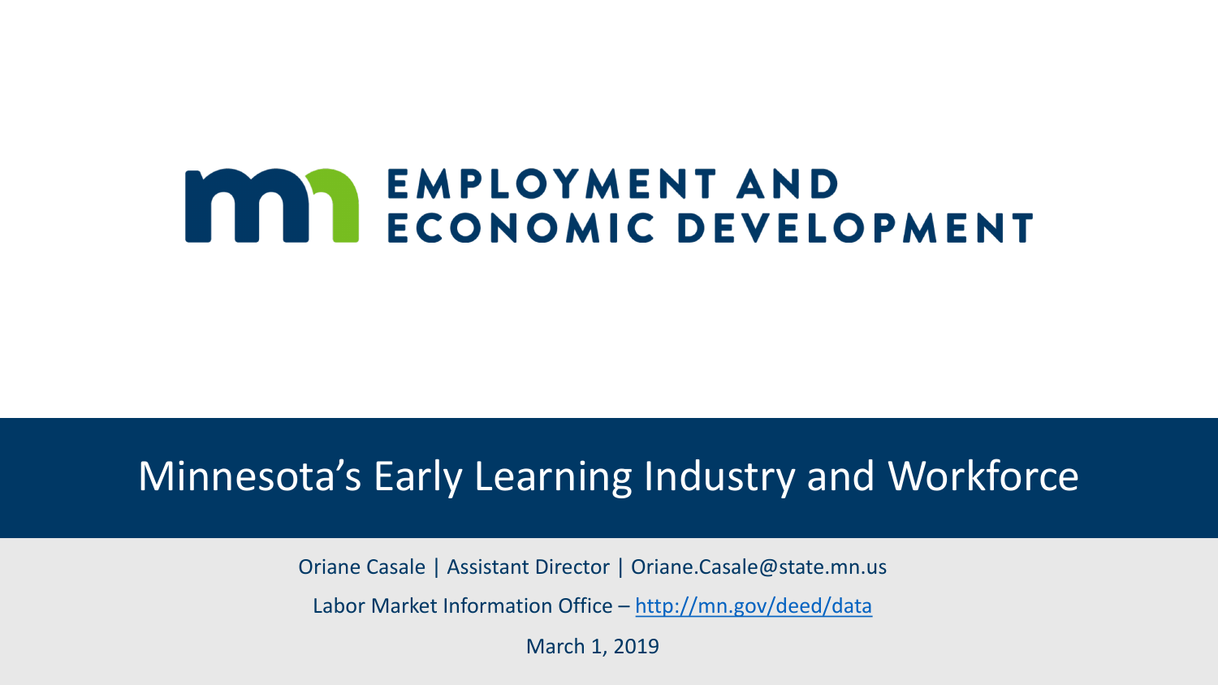EMPLOYMENT AND ECONOMIC DEVELOPMENT

# Minnesota's Early Learning Industry and Workforce

Oriane Casale | Assistant Director | Oriane.Casale@state.mn.us

Labor Market Information Office – http://mn.gov/deed/data

March 1, 2019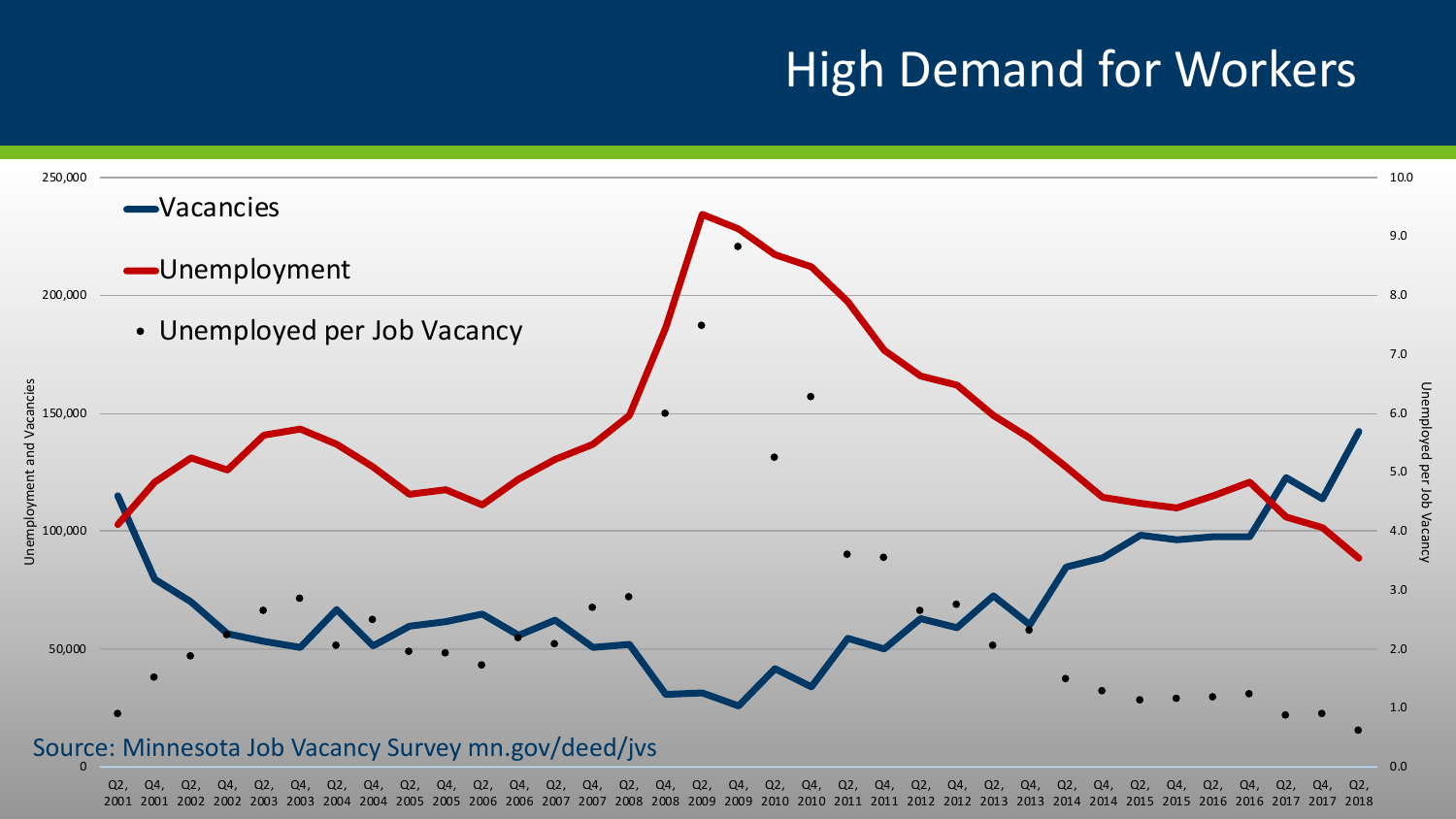# High Demand for Workers

Source: Minnesota Job Vacancy Survey mn.gov/deed/jvs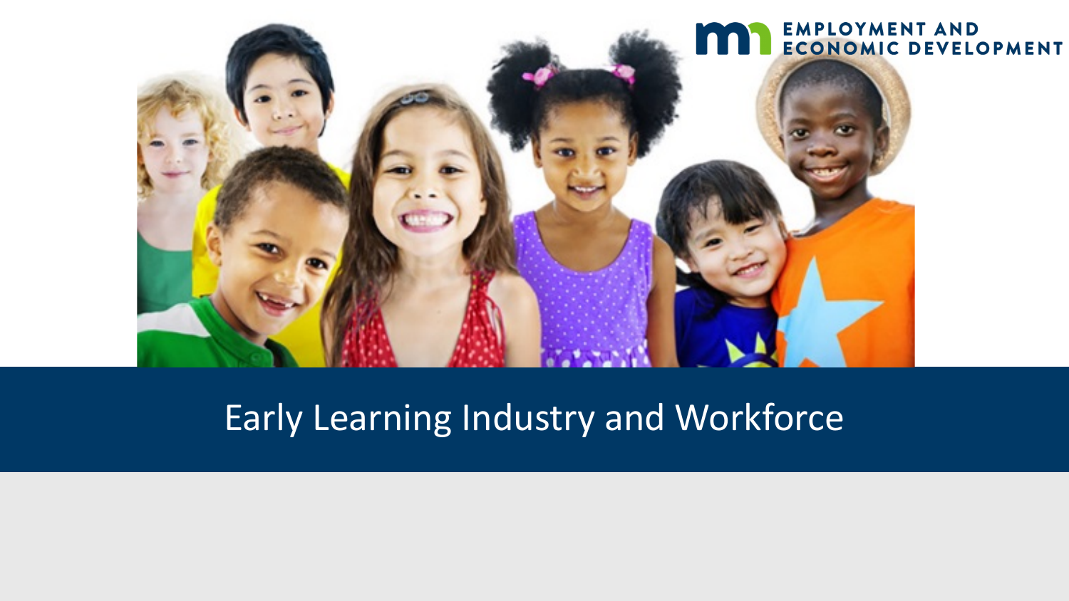EMPLOYMENT AND ECONOMIC DEVELOPMENT

# Early Learning Industry and Workforce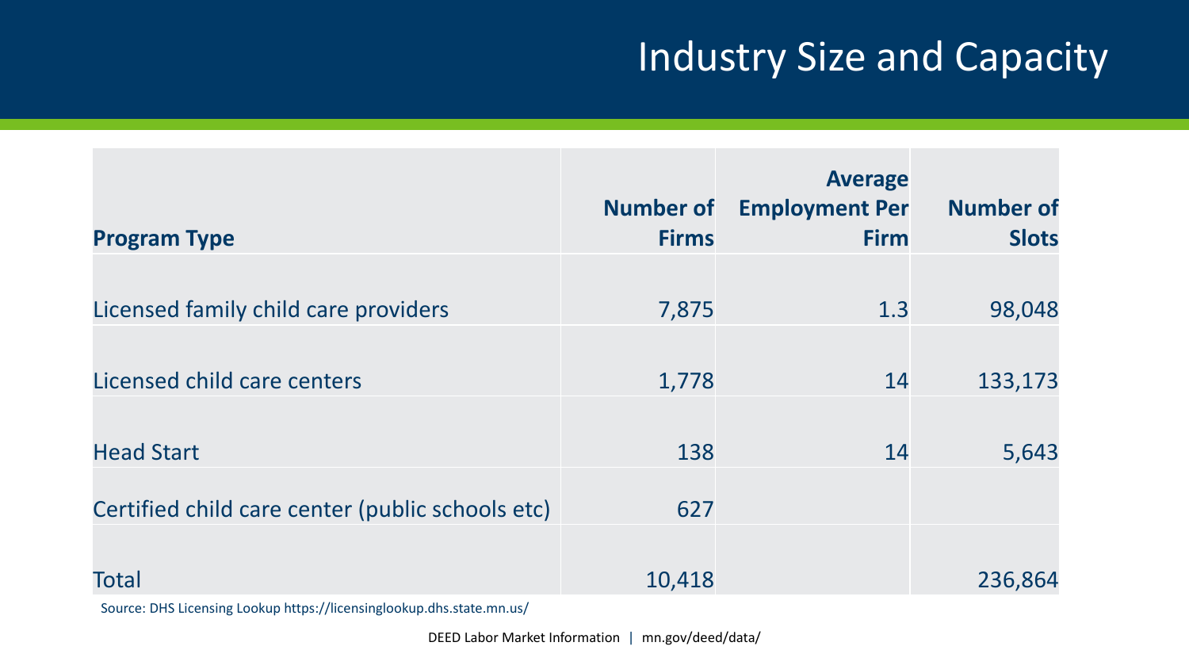# Industry Size and Capacity

| Program Type | Number of Firms | Average Employment Per Firm | Number of Slots |
|---|---|---|---|
| Licensed family child care providers | 7,875 | 1.3 | 98,048 |
| Licensed child care centers | 1,778 | 14 | 133,173 |
| Head Start | 138 | 14 | 5,643 |
| Certified child care center (public schools etc) | 627 | | |
| Total | 10,418 | | 236,864 |

Source: DHS Licensing Lookup https://licensinglookup.dhs.state.mn.us/

DEED Labor Market Information | mn.gov/deed/data/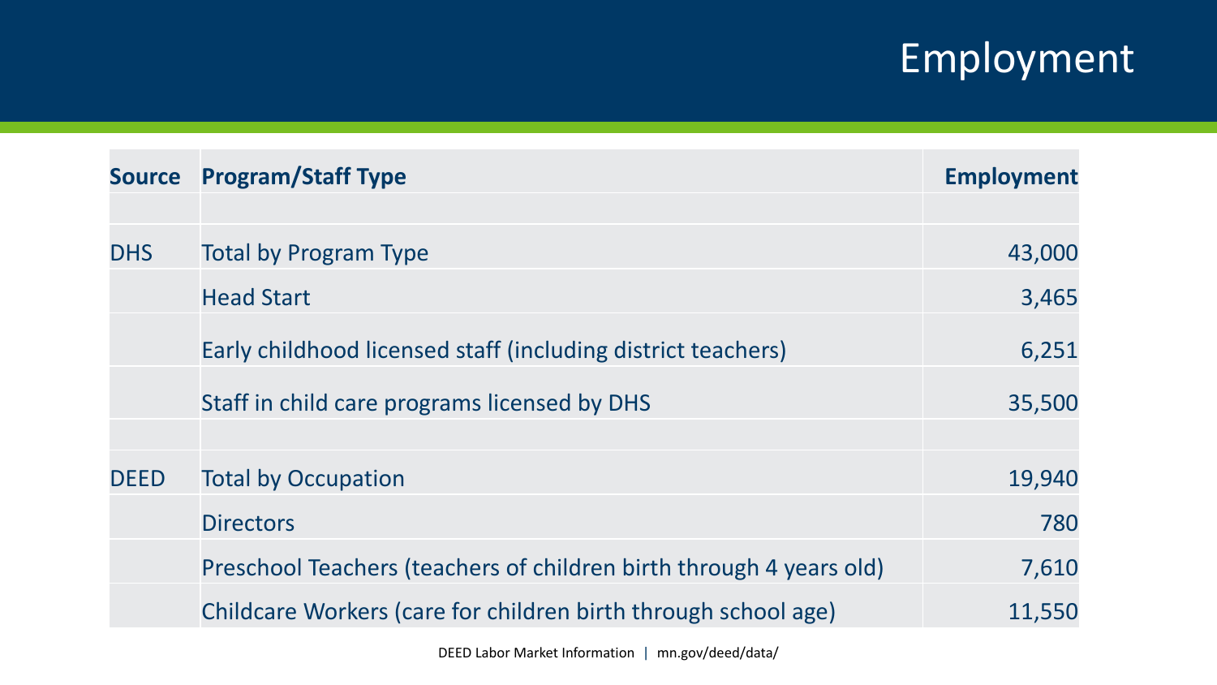# Employment

| Source | Program/Staff Type | Employment |
|---|---|---|
| | | |
| DHS | Total by Program Type | 43,000 |
| | Head Start | 3,465 |
| | Early childhood licensed staff (including district teachers) | 6,251 |
| | Staff in child care programs licensed by DHS | 35,500 |
| | | |
| DEED | Total by Occupation | 19,940 |
| | Directors | 780 |
| | Preschool Teachers (teachers of children birth through 4 years old) | 7,610 |
| | Childcare Workers (care for children birth through school age) | 11,550 |

DEED Labor Market Information | mn.gov/deed/data/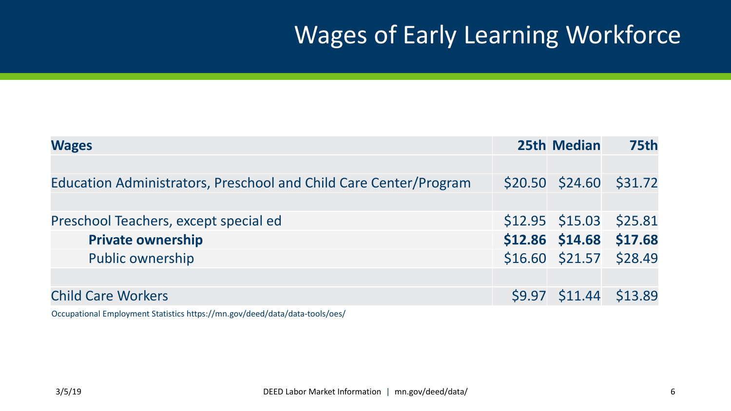# Wages of Early Learning Workforce

| Wages | 25th | Median | 75th |
|---|---|---|---|
| | | | |
| Education Administrators, Preschool and Child Care Center/Program | $20.50 | $24.60 | $31.72 |
| | | | |
| Preschool Teachers, except special ed | $12.95 | $15.03 | $25.81 |
| **Private ownership** | **$12.86** | **$14.68** | **$17.68** |
| Public ownership | $16.60 | $21.57 | $28.49 |
| | | | |
| Child Care Workers | $9.97 | $11.44 | $13.89 |

Occupational Employment Statistics https://mn.gov/deed/data/data-tools/oes/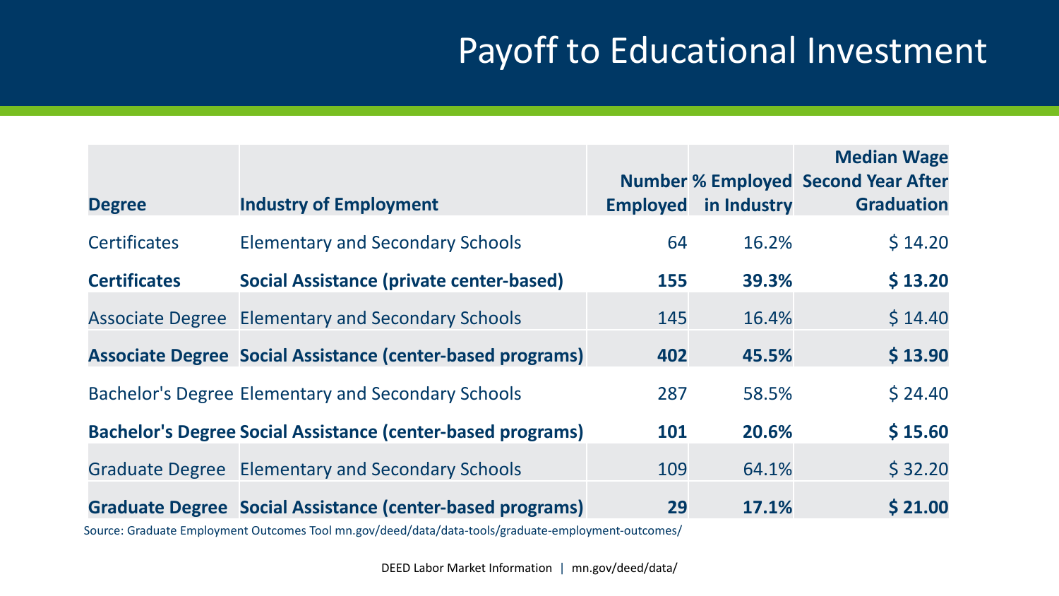# Payoff to Educational Investment

| Degree | Industry of Employment | Number Employed | % Employed in Industry | Median Wage Second Year After Graduation |
|---|---|---|---|---|
| Certificates | Elementary and Secondary Schools | 64 | 16.2% | $ 14.20 |
| **Certificates** | **Social Assistance (private center-based)** | **155** | **39.3%** | **$ 13.20** |
| Associate Degree | Elementary and Secondary Schools | 145 | 16.4% | $ 14.40 |
| **Associate Degree** | **Social Assistance (center-based programs)** | **402** | **45.5%** | **$ 13.90** |
| Bachelor's Degree | Elementary and Secondary Schools | 287 | 58.5% | $ 24.40 |
| **Bachelor's Degree** | **Social Assistance (center-based programs)** | **101** | **20.6%** | **$ 15.60** |
| Graduate Degree | Elementary and Secondary Schools | 109 | 64.1% | $ 32.20 |
| **Graduate Degree** | **Social Assistance (center-based programs)** | **29** | **17.1%** | **$ 21.00** |

Source: Graduate Employment Outcomes Tool mn.gov/deed/data/data-tools/graduate-employment-outcomes/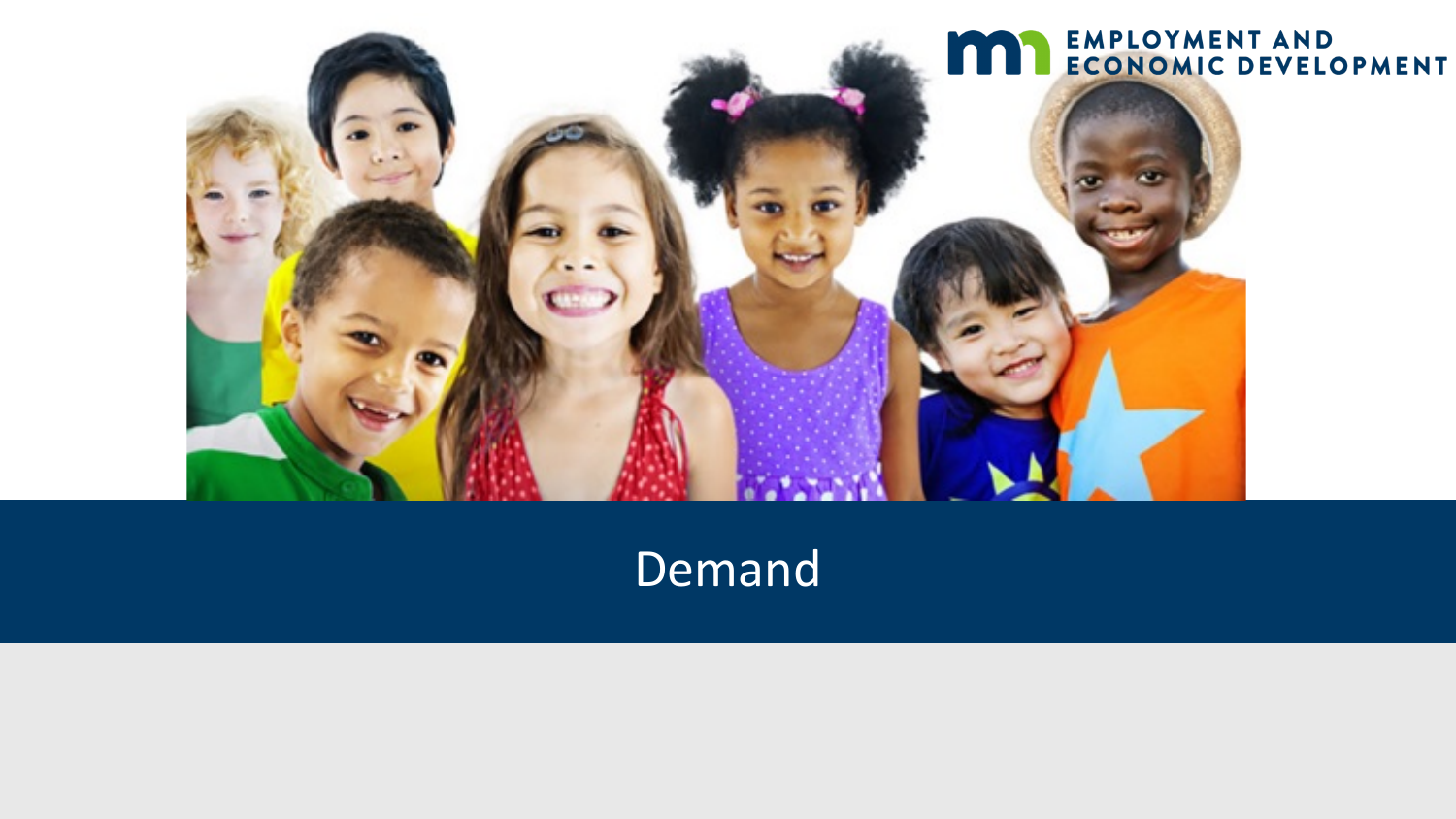# Demand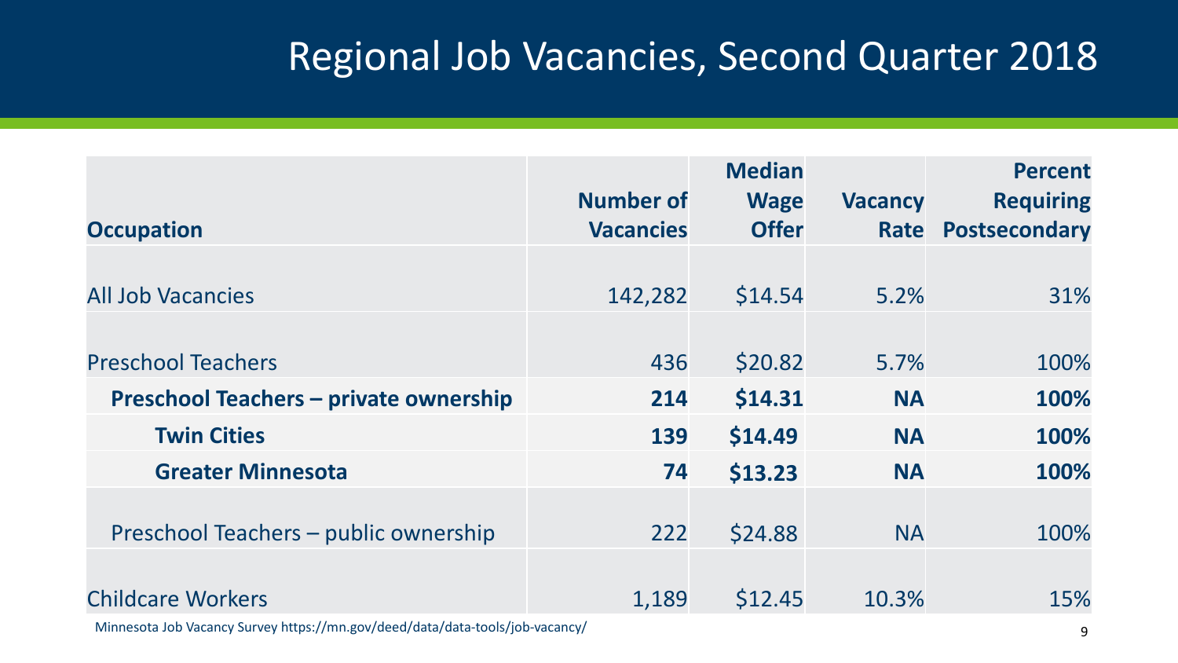# Regional Job Vacancies, Second Quarter 2018

| Occupation | Number of Vacancies | Median Wage Offer | Vacancy Rate | Percent Requiring Postsecondary |
|---|---|---|---|---|
| All Job Vacancies | 142,282 | $14.54 | 5.2% | 31% |
| Preschool Teachers | 436 | $20.82 | 5.7% | 100% |
| **Preschool Teachers – private ownership** | **214** | **$14.31** | **NA** | **100%** |
| **Twin Cities** | **139** | **$14.49** | **NA** | **100%** |
| **Greater Minnesota** | **74** | **$13.23** | **NA** | **100%** |
| Preschool Teachers – public ownership | 222 | $24.88 | NA | 100% |
| Childcare Workers | 1,189 | $12.45 | 10.3% | 15% |

Minnesota Job Vacancy Survey https://mn.gov/deed/data/data-tools/job-vacancy/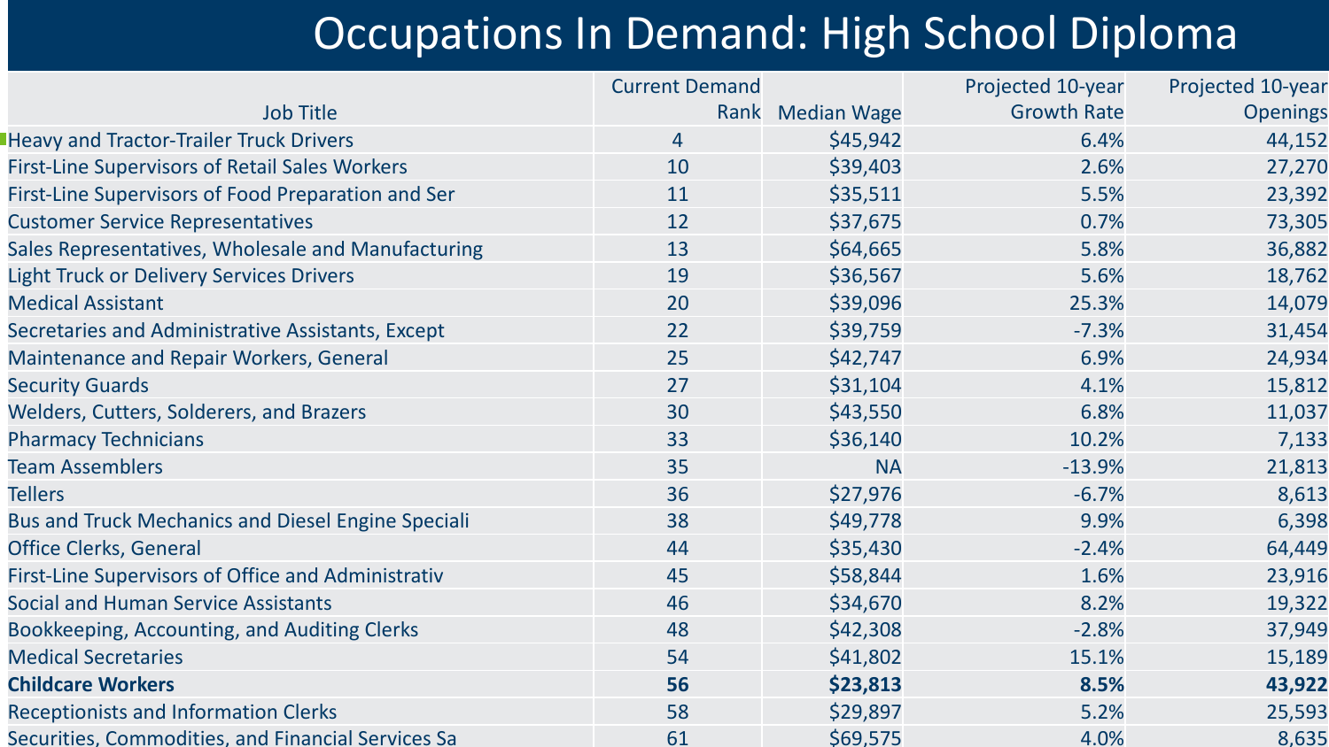# Occupations In Demand: High School Diploma

| Job Title | Current Demand Rank | Median Wage | Projected 10-year Growth Rate | Projected 10-year Openings |
|---|---|---|---|---|
| Heavy and Tractor-Trailer Truck Drivers | 4 | $45,942 | 6.4% | 44,152 |
| First-Line Supervisors of Retail Sales Workers | 10 | $39,403 | 2.6% | 27,270 |
| First-Line Supervisors of Food Preparation and Ser | 11 | $35,511 | 5.5% | 23,392 |
| Customer Service Representatives | 12 | $37,675 | 0.7% | 73,305 |
| Sales Representatives, Wholesale and Manufacturing | 13 | $64,665 | 5.8% | 36,882 |
| Light Truck or Delivery Services Drivers | 19 | $36,567 | 5.6% | 18,762 |
| Medical Assistant | 20 | $39,096 | 25.3% | 14,079 |
| Secretaries and Administrative Assistants, Except | 22 | $39,759 | -7.3% | 31,454 |
| Maintenance and Repair Workers, General | 25 | $42,747 | 6.9% | 24,934 |
| Security Guards | 27 | $31,104 | 4.1% | 15,812 |
| Welders, Cutters, Solderers, and Brazers | 30 | $43,550 | 6.8% | 11,037 |
| Pharmacy Technicians | 33 | $36,140 | 10.2% | 7,133 |
| Team Assemblers | 35 | NA | -13.9% | 21,813 |
| Tellers | 36 | $27,976 | -6.7% | 8,613 |
| Bus and Truck Mechanics and Diesel Engine Speciali | 38 | $49,778 | 9.9% | 6,398 |
| Office Clerks, General | 44 | $35,430 | -2.4% | 64,449 |
| First-Line Supervisors of Office and Administrativ | 45 | $58,844 | 1.6% | 23,916 |
| Social and Human Service Assistants | 46 | $34,670 | 8.2% | 19,322 |
| Bookkeeping, Accounting, and Auditing Clerks | 48 | $42,308 | -2.8% | 37,949 |
| Medical Secretaries | 54 | $41,802 | 15.1% | 15,189 |
| **Childcare Workers** | **56** | **$23,813** | **8.5%** | **43,922** |
| Receptionists and Information Clerks | 58 | $29,897 | 5.2% | 25,593 |
| Securities, Commodities, and Financial Services Sa | 61 | $69,575 | 4.0% | 8,635 |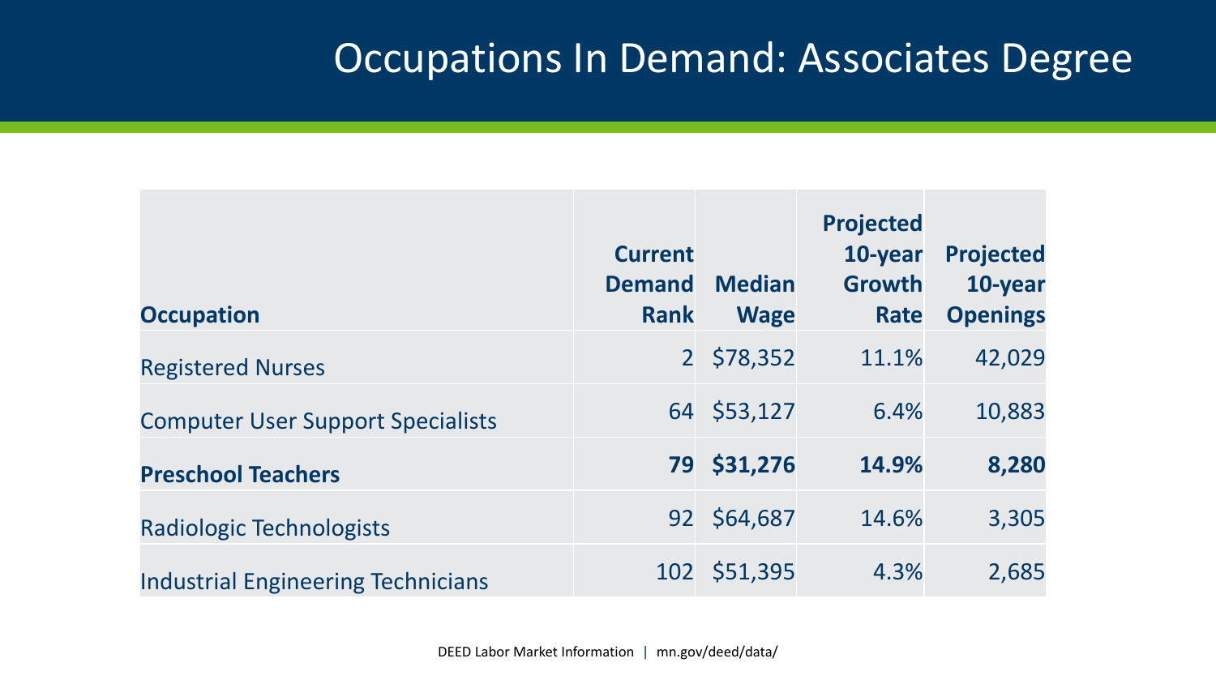# Occupations In Demand: Associates Degree

| Occupation | Current Demand Rank | Median Wage | Projected 10-year Growth Rate | Projected 10-year Openings |
|---|---|---|---|---|
| Registered Nurses | 2 | $78,352 | 11.1% | 42,029 |
| Computer User Support Specialists | 64 | $53,127 | 6.4% | 10,883 |
| **Preschool Teachers** | **79** | **$31,276** | **14.9%** | **8,280** |
| Radiologic Technologists | 92 | $64,687 | 14.6% | 3,305 |
| Industrial Engineering Technicians | 102 | $51,395 | 4.3% | 2,685 |

DEED Labor Market Information | mn.gov/deed/data/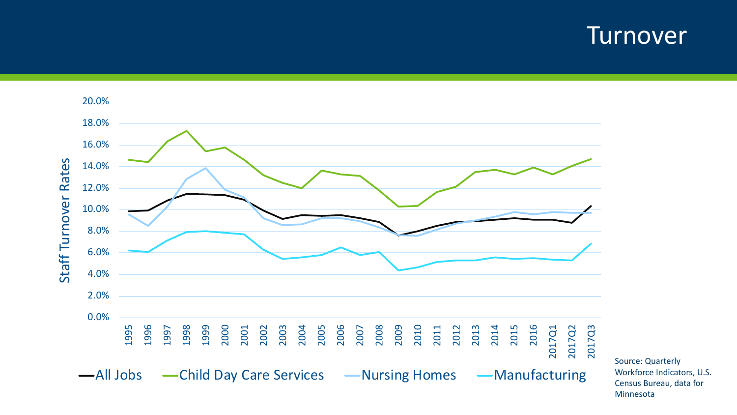# Turnover

Staff Turnover Rates

| Year | All Jobs | Child Day Care Services | Nursing Homes | Manufacturing |
|---|---|---|---|---|
| 1995 | | | | |
| 1996 | | | | |
| 1997 | | | | |
| 1998 | | | | |
| 1999 | | | | |
| 2000 | | | | |
| 2001 | | | | |
| 2002 | | | | |
| 2003 | | | | |
| 2004 | | | | |
| 2005 | | | | |
| 2006 | | | | |
| 2007 | | | | |
| 2008 | | | | |
| 2009 | | | | |
| 2010 | | | | |
| 2011 | | | | |
| 2012 | | | | |
| 2013 | | | | |
| 2014 | | | | |
| 2015 | | | | |
| 2016 | | | | |
| 2017Q1 | | | | |
| 2017Q2 | | | | |
| 2017Q3 | | | | |

Source: Quarterly Workforce Indicators, U.S. Census Bureau, data for Minnesota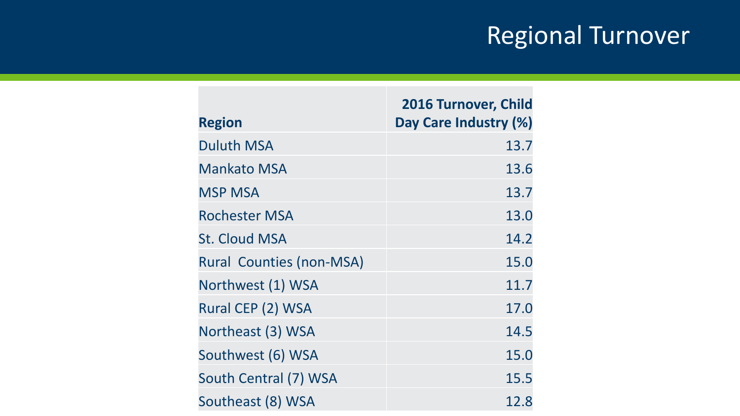# Regional Turnover

| Region | 2016 Turnover, Child Day Care Industry (%) |
|---|---|
| Duluth MSA | 13.7 |
| Mankato MSA | 13.6 |
| MSP MSA | 13.7 |
| Rochester MSA | 13.0 |
| St. Cloud MSA | 14.2 |
| Rural Counties (non-MSA) | 15.0 |
| Northwest (1) WSA | 11.7 |
| Rural CEP (2) WSA | 17.0 |
| Northeast (3) WSA | 14.5 |
| Southwest (6) WSA | 15.0 |
| South Central (7) WSA | 15.5 |
| Southeast (8) WSA | 12.8 |